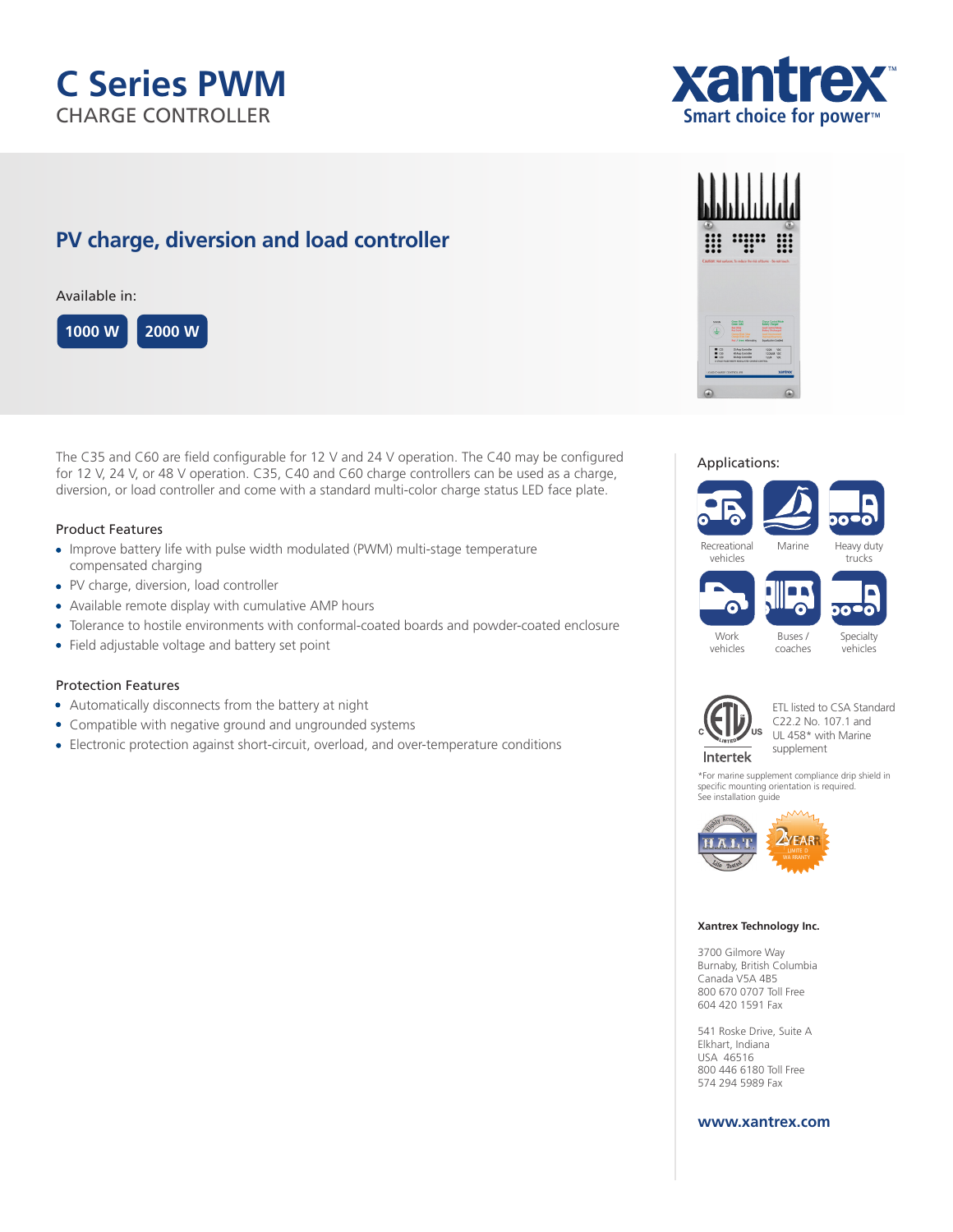# C Series PWM

CHARGE CONTROLLER

xantrex™
Smart choice for power™

## PV charge, diversion and load controller

Available in:

**1000 W** **2000 W**

The C35 and C60 are field configurable for 12 V and 24 V operation. The C40 may be configured for 12 V, 24 V, or 48 V operation. C35, C40 and C60 charge controllers can be used as a charge, diversion, or load controller and come with a standard multi-color charge status LED face plate.

### Product Features

- Improve battery life with pulse width modulated (PWM) multi-stage temperature compensated charging
- PV charge, diversion, load controller
- Available remote display with cumulative AMP hours
- Tolerance to hostile environments with conformal-coated boards and powder-coated enclosure
- Field adjustable voltage and battery set point

### Protection Features

- Automatically disconnects from the battery at night
- Compatible with negative ground and ungrounded systems
- Electronic protection against short-circuit, overload, and over-temperature conditions

### Applications:

- Recreational vehicles
- Marine
- Heavy duty trucks
- Work vehicles
- Buses / coaches
- Specialty vehicles

Intertek

ETL listed to CSA Standard C22.2 No. 107.1 and UL 458* with Marine supplement

*For marine supplement compliance drip shield in specific mounting orientation is required. See installation guide

H.A.L.T. Highly Accelerated Life Tested

2 YEAR LIMITED WARRANTY

**Xantrex Technology Inc.**

3700 Gilmore Way
Burnaby, British Columbia
Canada V5A 4B5
800 670 0707 Toll Free
604 420 1591 Fax

541 Roske Drive, Suite A
Elkhart, Indiana
USA 46516
800 446 6180 Toll Free
574 294 5989 Fax

**www.xantrex.com**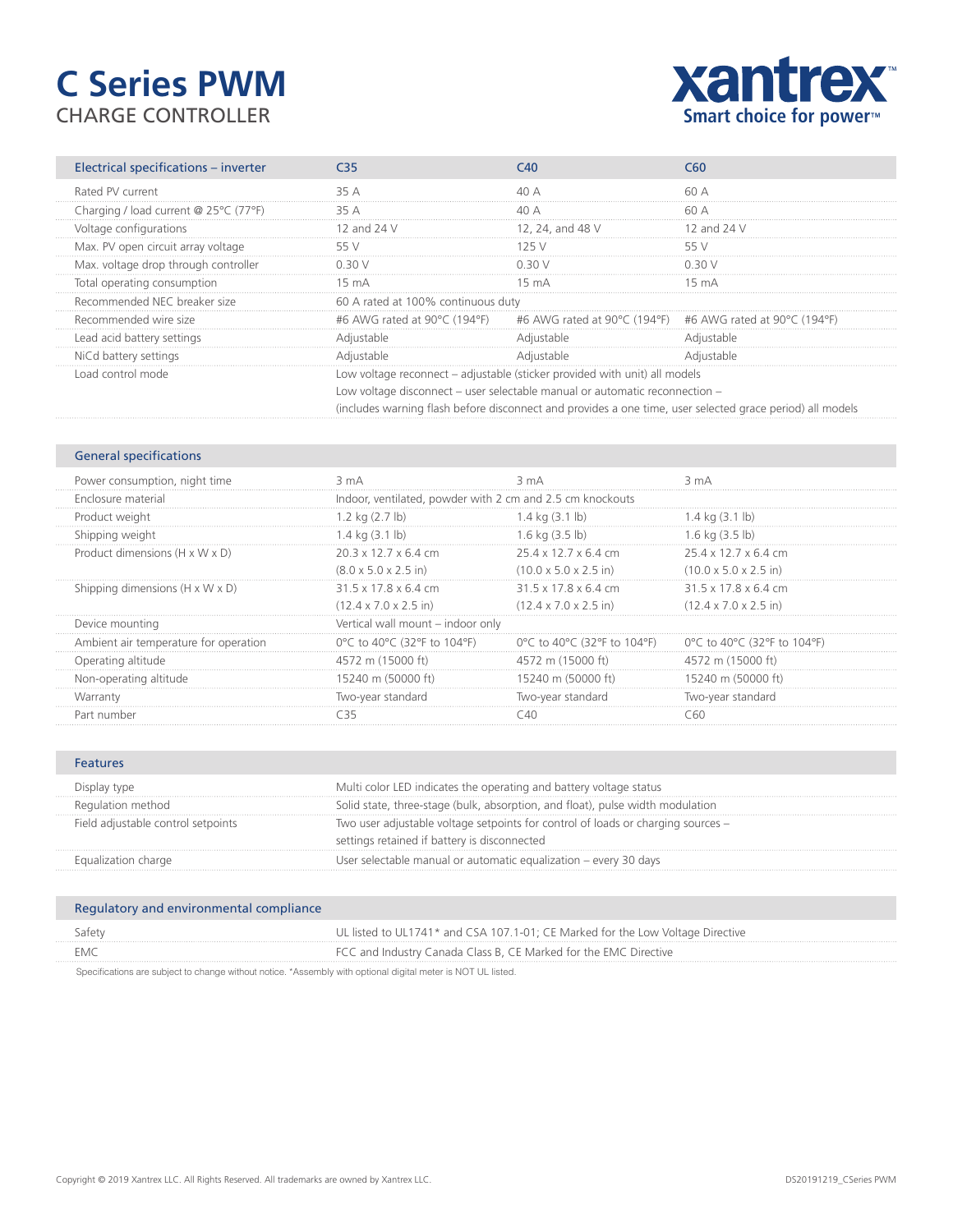# C Series PWM

CHARGE CONTROLLER

xantrex
Smart choice for power™

| Electrical specifications – inverter | C35 | C40 | C60 |
|---|---|---|---|
| Rated PV current | 35 A | 40 A | 60 A |
| Charging / load current @ 25°C (77°F) | 35 A | 40 A | 60 A |
| Voltage configurations | 12 and 24 V | 12, 24, and 48 V | 12 and 24 V |
| Max. PV open circuit array voltage | 55 V | 125 V | 55 V |
| Max. voltage drop through controller | 0.30 V | 0.30 V | 0.30 V |
| Total operating consumption | 15 mA | 15 mA | 15 mA |
| Recommended NEC breaker size | 60 A rated at 100% continuous duty | | |
| Recommended wire size | #6 AWG rated at 90°C (194°F) | #6 AWG rated at 90°C (194°F) | #6 AWG rated at 90°C (194°F) |
| Lead acid battery settings | Adjustable | Adjustable | Adjustable |
| NiCd battery settings | Adjustable | Adjustable | Adjustable |
| Load control mode | Low voltage reconnect – adjustable (sticker provided with unit) all models<br>Low voltage disconnect – user selectable manual or automatic reconnection –<br>(includes warning flash before disconnect and provides a one time, user selected grace period) all models | | |

| General specifications | | | |
|---|---|---|---|
| Power consumption, night time | 3 mA | 3 mA | 3 mA |
| Enclosure material | Indoor, ventilated, powder with 2 cm and 2.5 cm knockouts | | |
| Product weight | 1.2 kg (2.7 lb) | 1.4 kg (3.1 lb) | 1.4 kg (3.1 lb) |
| Shipping weight | 1.4 kg (3.1 lb) | 1.6 kg (3.5 lb) | 1.6 kg (3.5 lb) |
| Product dimensions (H x W x D) | 20.3 x 12.7 x 6.4 cm<br>(8.0 x 5.0 x 2.5 in) | 25.4 x 12.7 x 6.4 cm<br>(10.0 x 5.0 x 2.5 in) | 25.4 x 12.7 x 6.4 cm<br>(10.0 x 5.0 x 2.5 in) |
| Shipping dimensions (H x W x D) | 31.5 x 17.8 x 6.4 cm<br>(12.4 x 7.0 x 2.5 in) | 31.5 x 17.8 x 6.4 cm<br>(12.4 x 7.0 x 2.5 in) | 31.5 x 17.8 x 6.4 cm<br>(12.4 x 7.0 x 2.5 in) |
| Device mounting | Vertical wall mount – indoor only | | |
| Ambient air temperature for operation | 0°C to 40°C (32°F to 104°F) | 0°C to 40°C (32°F to 104°F) | 0°C to 40°C (32°F to 104°F) |
| Operating altitude | 4572 m (15000 ft) | 4572 m (15000 ft) | 4572 m (15000 ft) |
| Non-operating altitude | 15240 m (50000 ft) | 15240 m (50000 ft) | 15240 m (50000 ft) |
| Warranty | Two-year standard | Two-year standard | Two-year standard |
| Part number | C35 | C40 | C60 |

| Features | |
|---|---|
| Display type | Multi color LED indicates the operating and battery voltage status |
| Regulation method | Solid state, three-stage (bulk, absorption, and float), pulse width modulation |
| Field adjustable control setpoints | Two user adjustable voltage setpoints for control of loads or charging sources –<br>settings retained if battery is disconnected |
| Equalization charge | User selectable manual or automatic equalization – every 30 days |

| Regulatory and environmental compliance | |
|---|---|
| Safety | UL listed to UL1741* and CSA 107.1-01; CE Marked for the Low Voltage Directive |
| EMC | FCC and Industry Canada Class B, CE Marked for the EMC Directive |

Specifications are subject to change without notice. *Assembly with optional digital meter is NOT UL listed.

Copyright © 2019 Xantrex LLC. All Rights Reserved. All trademarks are owned by Xantrex LLC.

DS20191219_CSeries PWM